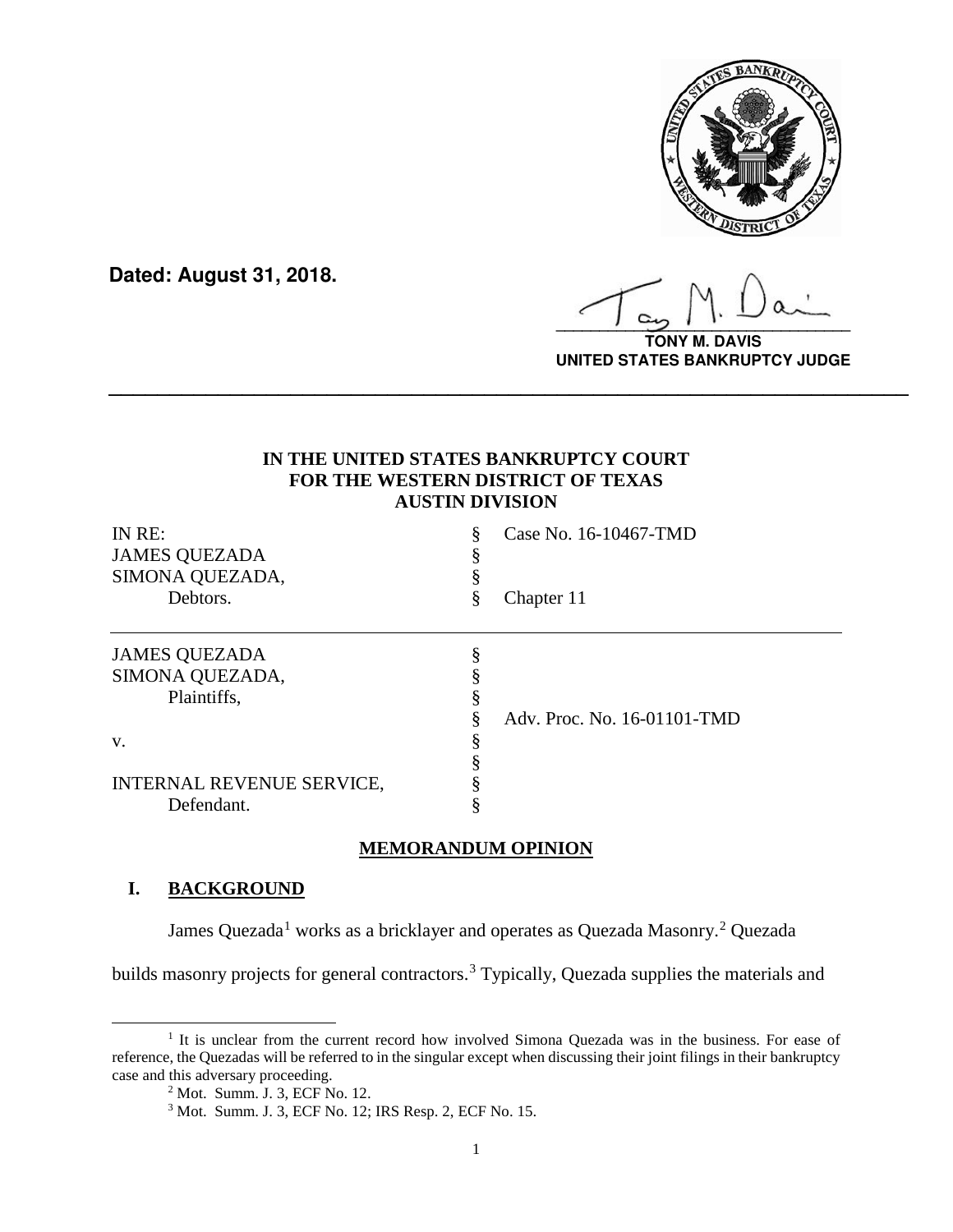**Dated: August 31, 2018.**

**TONY M. DAVIS**
**UNITED STATES BANKRUPTCY JUDGE**

---

**IN THE UNITED STATES BANKRUPTCY COURT**
**FOR THE WESTERN DISTRICT OF TEXAS**
**AUSTIN DIVISION**

| | | |
|---|---|---|
| IN RE: | § | Case No. 16-10467-TMD |
| JAMES QUEZADA | § | |
| SIMONA QUEZADA, | § | |
| Debtors. | § | Chapter 11 |

| | | |
|---|---|---|
| JAMES QUEZADA | § | |
| SIMONA QUEZADA, | § | |
| Plaintiffs, | § | |
| | § | Adv. Proc. No. 16-01101-TMD |
| v. | § | |
| | § | |
| INTERNAL REVENUE SERVICE, | § | |
| Defendant. | § | |

**MEMORANDUM OPINION**

## I. BACKGROUND

James Quezada[1] works as a bricklayer and operates as Quezada Masonry.[2] Quezada builds masonry projects for general contractors.[3] Typically, Quezada supplies the materials and

---

[1] It is unclear from the current record how involved Simona Quezada was in the business. For ease of reference, the Quezadas will be referred to in the singular except when discussing their joint filings in their bankruptcy case and this adversary proceeding.

[2] Mot. Summ. J. 3, ECF No. 12.

[3] Mot. Summ. J. 3, ECF No. 12; IRS Resp. 2, ECF No. 15.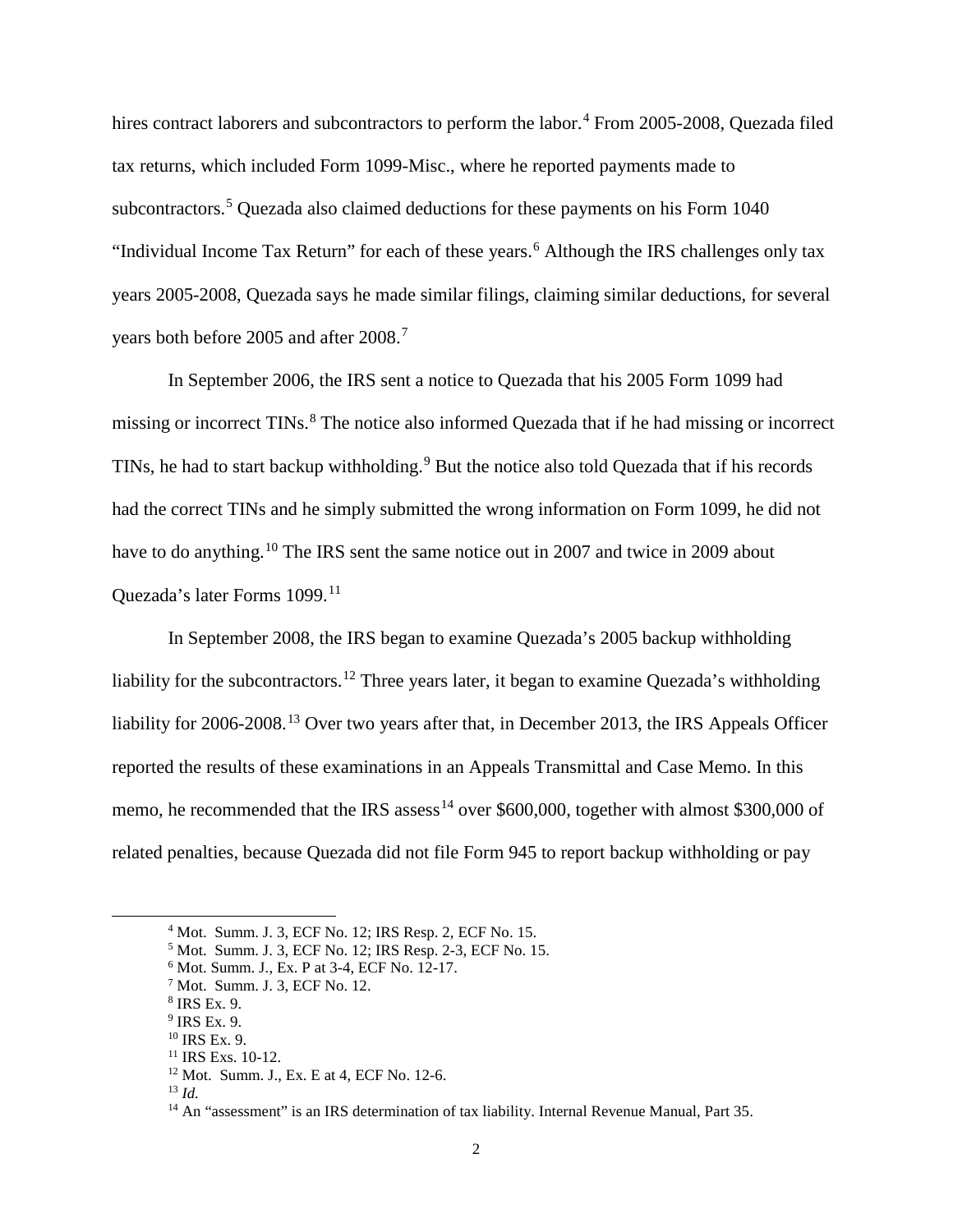hires contract laborers and subcontractors to perform the labor.[4] From 2005-2008, Quezada filed tax returns, which included Form 1099-Misc., where he reported payments made to subcontractors.[5] Quezada also claimed deductions for these payments on his Form 1040 "Individual Income Tax Return" for each of these years.[6] Although the IRS challenges only tax years 2005-2008, Quezada says he made similar filings, claiming similar deductions, for several years both before 2005 and after 2008.[7]

In September 2006, the IRS sent a notice to Quezada that his 2005 Form 1099 had missing or incorrect TINs.[8] The notice also informed Quezada that if he had missing or incorrect TINs, he had to start backup withholding.[9] But the notice also told Quezada that if his records had the correct TINs and he simply submitted the wrong information on Form 1099, he did not have to do anything.[10] The IRS sent the same notice out in 2007 and twice in 2009 about Quezada's later Forms 1099.[11]

In September 2008, the IRS began to examine Quezada's 2005 backup withholding liability for the subcontractors.[12] Three years later, it began to examine Quezada's withholding liability for 2006-2008.[13] Over two years after that, in December 2013, the IRS Appeals Officer reported the results of these examinations in an Appeals Transmittal and Case Memo. In this memo, he recommended that the IRS assess[14] over $600,000, together with almost $300,000 of related penalties, because Quezada did not file Form 945 to report backup withholding or pay

---

[4] Mot. Summ. J. 3, ECF No. 12; IRS Resp. 2, ECF No. 15.

[5] Mot. Summ. J. 3, ECF No. 12; IRS Resp. 2-3, ECF No. 15.

[6] Mot. Summ. J., Ex. P at 3-4, ECF No. 12-17.

[7] Mot. Summ. J. 3, ECF No. 12.

[8] IRS Ex. 9.

[9] IRS Ex. 9.

[10] IRS Ex. 9.

[11] IRS Exs. 10-12.

[12] Mot. Summ. J., Ex. E at 4, ECF No. 12-6.

[13] *Id.*

[14] An "assessment" is an IRS determination of tax liability. Internal Revenue Manual, Part 35.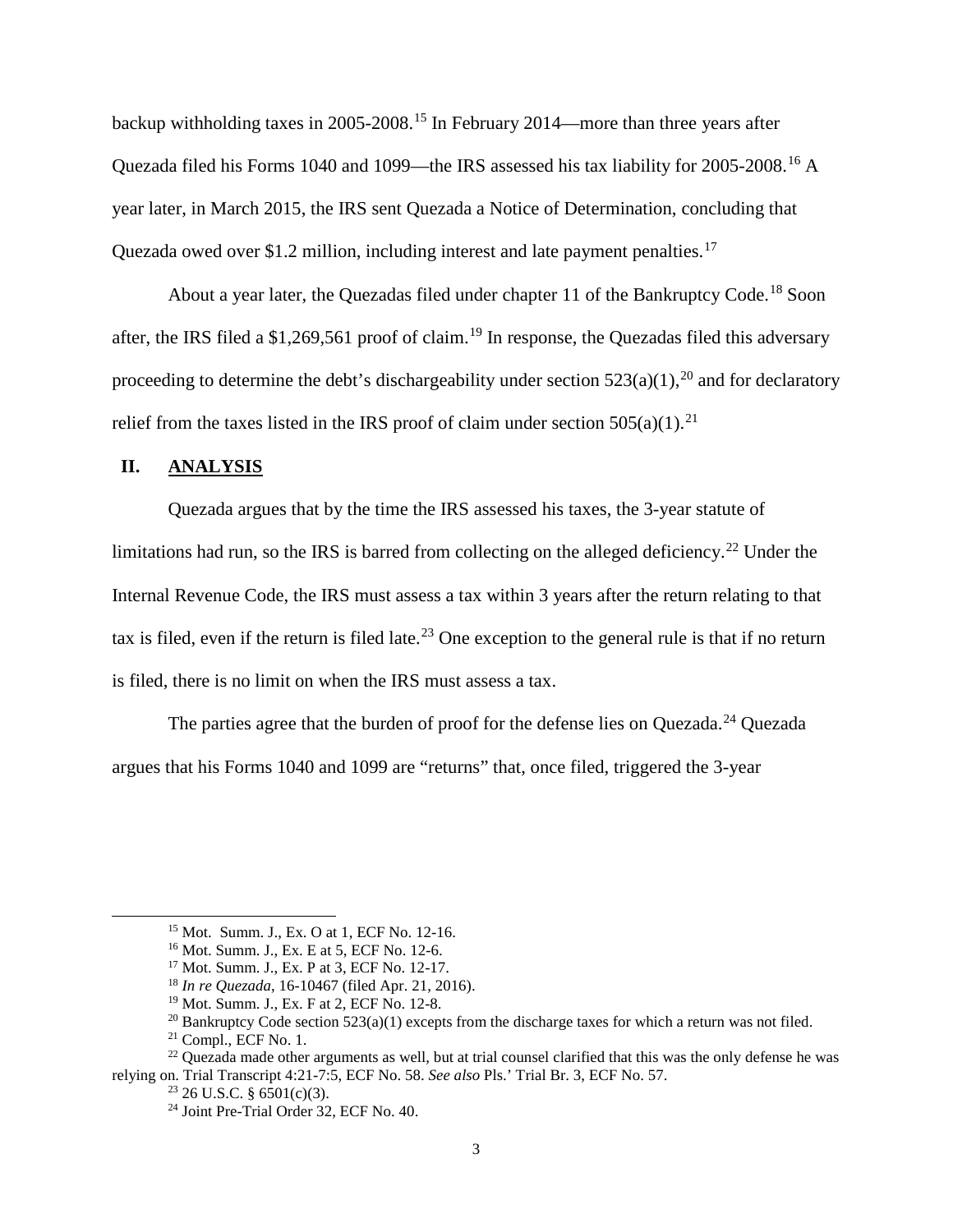backup withholding taxes in 2005-2008.[15] In February 2014—more than three years after Quezada filed his Forms 1040 and 1099—the IRS assessed his tax liability for 2005-2008.[16] A year later, in March 2015, the IRS sent Quezada a Notice of Determination, concluding that Quezada owed over $1.2 million, including interest and late payment penalties.[17]

About a year later, the Quezadas filed under chapter 11 of the Bankruptcy Code.[18] Soon after, the IRS filed a $1,269,561 proof of claim.[19] In response, the Quezadas filed this adversary proceeding to determine the debt's dischargeability under section 523(a)(1),[20] and for declaratory relief from the taxes listed in the IRS proof of claim under section 505(a)(1).[21]

## II. ANALYSIS

Quezada argues that by the time the IRS assessed his taxes, the 3-year statute of limitations had run, so the IRS is barred from collecting on the alleged deficiency.[22] Under the Internal Revenue Code, the IRS must assess a tax within 3 years after the return relating to that tax is filed, even if the return is filed late.[23] One exception to the general rule is that if no return is filed, there is no limit on when the IRS must assess a tax.

The parties agree that the burden of proof for the defense lies on Quezada.[24] Quezada argues that his Forms 1040 and 1099 are "returns" that, once filed, triggered the 3-year

---

[15] Mot. Summ. J., Ex. O at 1, ECF No. 12-16.

[16] Mot. Summ. J., Ex. E at 5, ECF No. 12-6.

[17] Mot. Summ. J., Ex. P at 3, ECF No. 12-17.

[18] *In re Quezada*, 16-10467 (filed Apr. 21, 2016).

[19] Mot. Summ. J., Ex. F at 2, ECF No. 12-8.

[20] Bankruptcy Code section 523(a)(1) excepts from the discharge taxes for which a return was not filed.

[21] Compl., ECF No. 1.

[22] Quezada made other arguments as well, but at trial counsel clarified that this was the only defense he was relying on. Trial Transcript 4:21-7:5, ECF No. 58. *See also* Pls.' Trial Br. 3, ECF No. 57.

[23] 26 U.S.C. § 6501(c)(3).

[24] Joint Pre-Trial Order 32, ECF No. 40.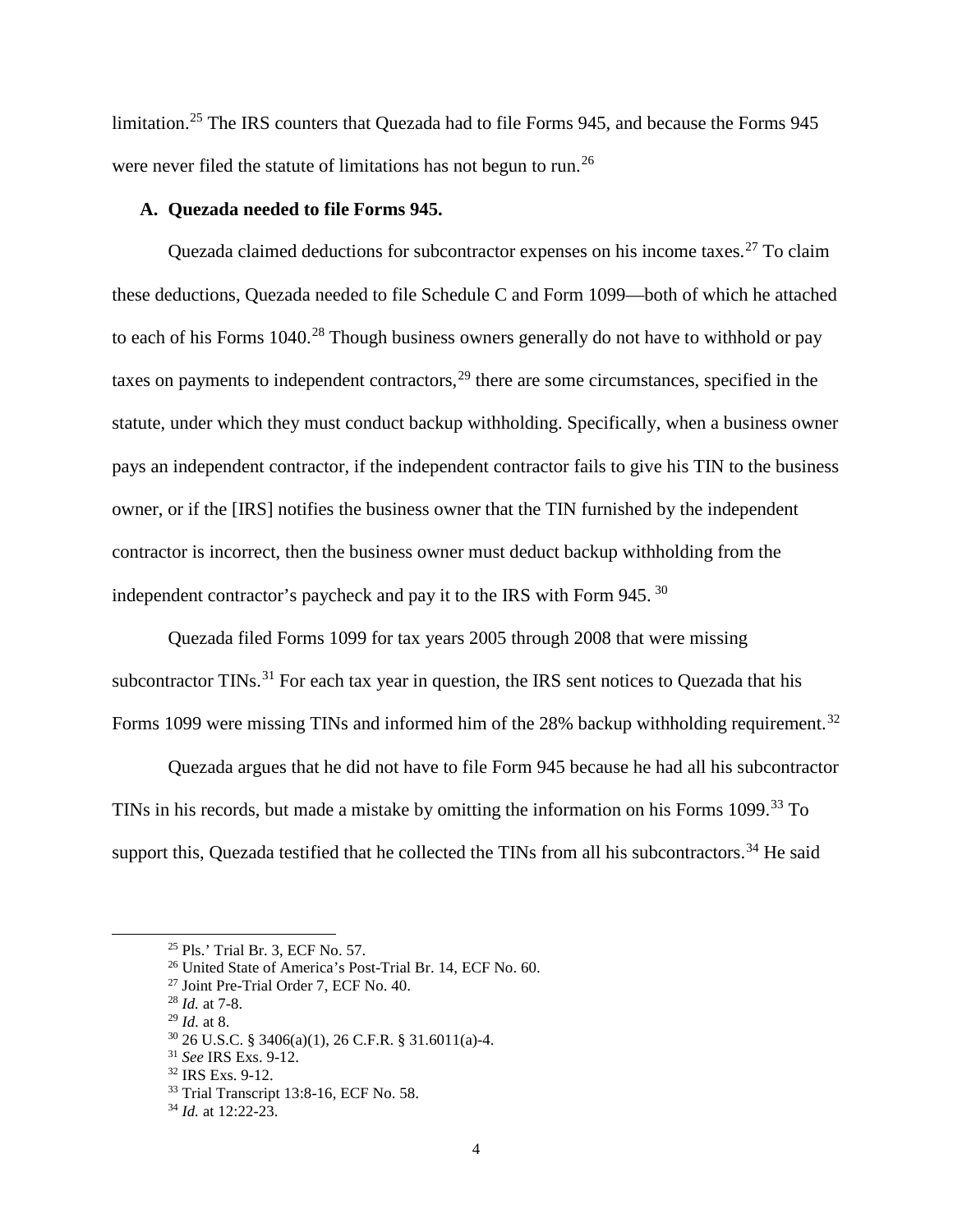limitation.[25] The IRS counters that Quezada had to file Forms 945, and because the Forms 945 were never filed the statute of limitations has not begun to run.[26]

### A. Quezada needed to file Forms 945.

Quezada claimed deductions for subcontractor expenses on his income taxes.[27] To claim these deductions, Quezada needed to file Schedule C and Form 1099—both of which he attached to each of his Forms 1040.[28] Though business owners generally do not have to withhold or pay taxes on payments to independent contractors,[29] there are some circumstances, specified in the statute, under which they must conduct backup withholding. Specifically, when a business owner pays an independent contractor, if the independent contractor fails to give his TIN to the business owner, or if the [IRS] notifies the business owner that the TIN furnished by the independent contractor is incorrect, then the business owner must deduct backup withholding from the independent contractor's paycheck and pay it to the IRS with Form 945. [30]

Quezada filed Forms 1099 for tax years 2005 through 2008 that were missing subcontractor TINs.[31] For each tax year in question, the IRS sent notices to Quezada that his Forms 1099 were missing TINs and informed him of the 28% backup withholding requirement.[32]

Quezada argues that he did not have to file Form 945 because he had all his subcontractor TINs in his records, but made a mistake by omitting the information on his Forms 1099.[33] To support this, Quezada testified that he collected the TINs from all his subcontractors.[34] He said

---

[25] Pls.' Trial Br. 3, ECF No. 57.
[26] United State of America's Post-Trial Br. 14, ECF No. 60.
[27] Joint Pre-Trial Order 7, ECF No. 40.
[28] *Id.* at 7-8.
[29] *Id.* at 8.
[30] 26 U.S.C. § 3406(a)(1), 26 C.F.R. § 31.6011(a)-4.
[31] *See* IRS Exs. 9-12.
[32] IRS Exs. 9-12.
[33] Trial Transcript 13:8-16, ECF No. 58.
[34] *Id.* at 12:22-23.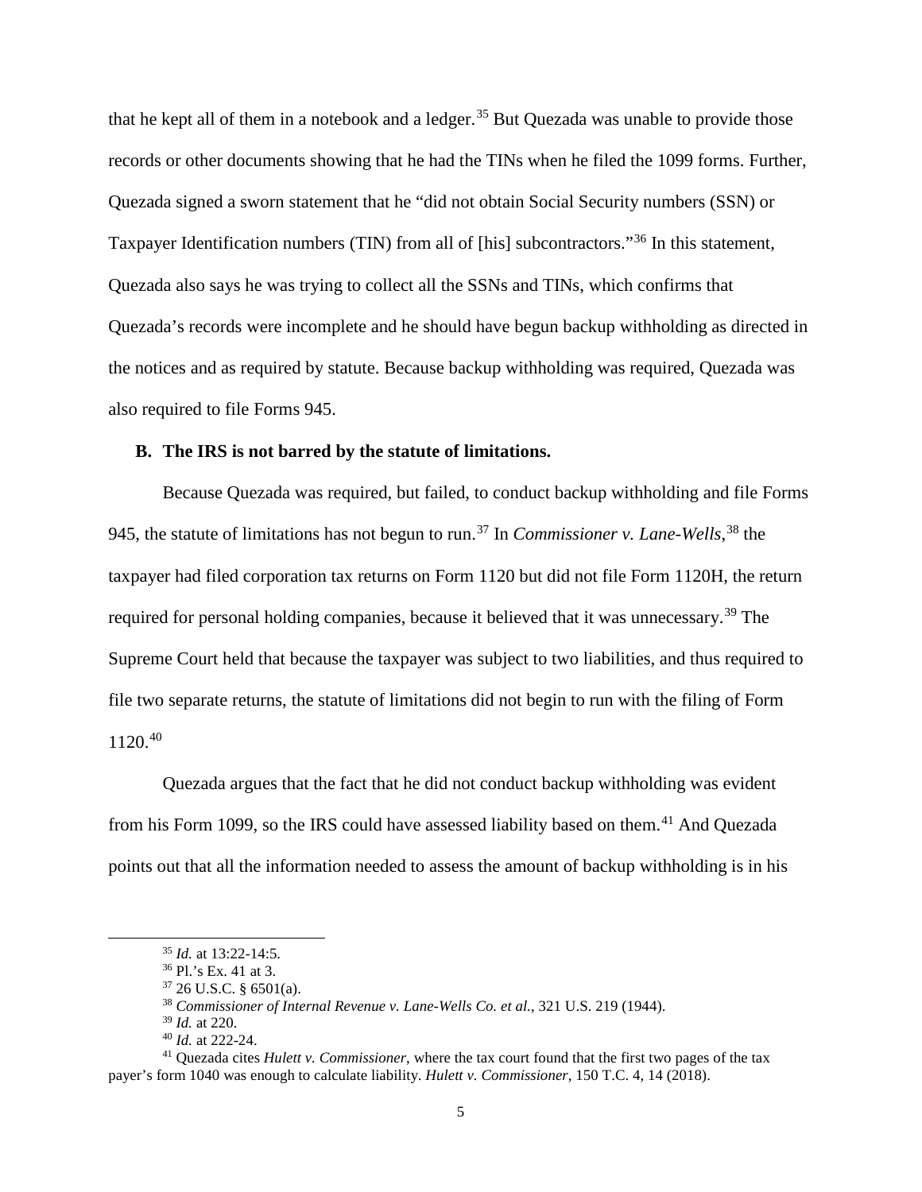that he kept all of them in a notebook and a ledger.[35] But Quezada was unable to provide those records or other documents showing that he had the TINs when he filed the 1099 forms. Further, Quezada signed a sworn statement that he "did not obtain Social Security numbers (SSN) or Taxpayer Identification numbers (TIN) from all of [his] subcontractors."[36] In this statement, Quezada also says he was trying to collect all the SSNs and TINs, which confirms that Quezada's records were incomplete and he should have begun backup withholding as directed in the notices and as required by statute. Because backup withholding was required, Quezada was also required to file Forms 945.

**B. The IRS is not barred by the statute of limitations.**

Because Quezada was required, but failed, to conduct backup withholding and file Forms 945, the statute of limitations has not begun to run.[37] In *Commissioner v. Lane-Wells*,[38] the taxpayer had filed corporation tax returns on Form 1120 but did not file Form 1120H, the return required for personal holding companies, because it believed that it was unnecessary.[39] The Supreme Court held that because the taxpayer was subject to two liabilities, and thus required to file two separate returns, the statute of limitations did not begin to run with the filing of Form 1120.[40]

Quezada argues that the fact that he did not conduct backup withholding was evident from his Form 1099, so the IRS could have assessed liability based on them.[41] And Quezada points out that all the information needed to assess the amount of backup withholding is in his

---

[35] *Id.* at 13:22-14:5.

[36] Pl.'s Ex. 41 at 3.

[37] 26 U.S.C. § 6501(a).

[38] *Commissioner of Internal Revenue v. Lane-Wells Co. et al.*, 321 U.S. 219 (1944).

[39] *Id.* at 220.

[40] *Id.* at 222-24.

[41] Quezada cites *Hulett v. Commissioner*, where the tax court found that the first two pages of the tax payer's form 1040 was enough to calculate liability. *Hulett v. Commissioner*, 150 T.C. 4, 14 (2018).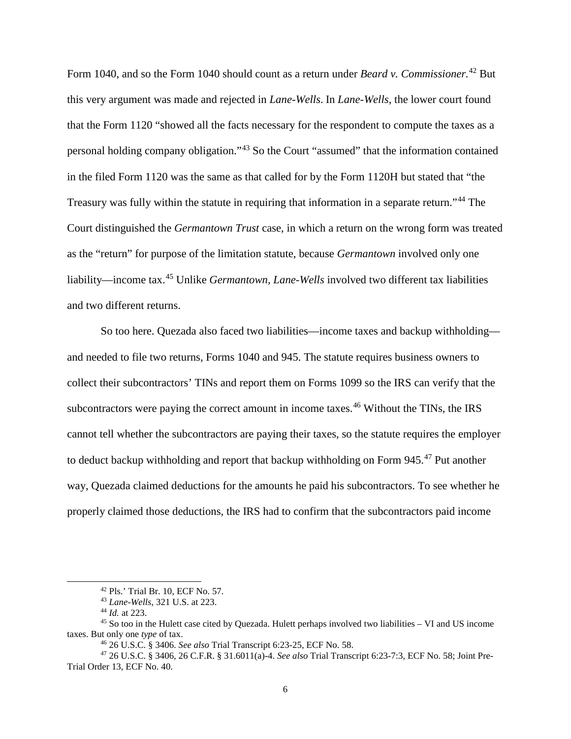Form 1040, and so the Form 1040 should count as a return under *Beard v. Commissioner.*[42] But this very argument was made and rejected in *Lane-Wells*. In *Lane-Wells,* the lower court found that the Form 1120 "showed all the facts necessary for the respondent to compute the taxes as a personal holding company obligation."[43] So the Court "assumed" that the information contained in the filed Form 1120 was the same as that called for by the Form 1120H but stated that "the Treasury was fully within the statute in requiring that information in a separate return."[44] The Court distinguished the *Germantown Trust* case, in which a return on the wrong form was treated as the "return" for purpose of the limitation statute, because *Germantown* involved only one liability—income tax.[45] Unlike *Germantown, Lane-Wells* involved two different tax liabilities and two different returns.

So too here. Quezada also faced two liabilities—income taxes and backup withholding—and needed to file two returns, Forms 1040 and 945. The statute requires business owners to collect their subcontractors' TINs and report them on Forms 1099 so the IRS can verify that the subcontractors were paying the correct amount in income taxes.[46] Without the TINs, the IRS cannot tell whether the subcontractors are paying their taxes, so the statute requires the employer to deduct backup withholding and report that backup withholding on Form 945.[47] Put another way, Quezada claimed deductions for the amounts he paid his subcontractors. To see whether he properly claimed those deductions, the IRS had to confirm that the subcontractors paid income

---

[42] Pls.' Trial Br. 10, ECF No. 57.

[43] *Lane-Wells*, 321 U.S. at 223.

[44] *Id.* at 223.

[45] So too in the Hulett case cited by Quezada. Hulett perhaps involved two liabilities – VI and US income taxes. But only one *type* of tax.

[46] 26 U.S.C. § 3406. *See also* Trial Transcript 6:23-25, ECF No. 58.

[47] 26 U.S.C. § 3406, 26 C.F.R. § 31.6011(a)-4. *See also* Trial Transcript 6:23-7:3, ECF No. 58; Joint Pre-Trial Order 13, ECF No. 40.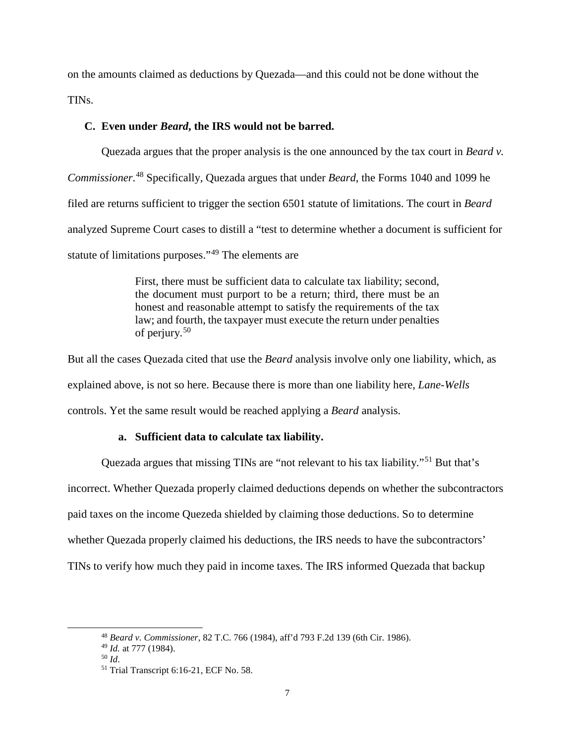on the amounts claimed as deductions by Quezada—and this could not be done without the TINs.

### C. Even under *Beard*, the IRS would not be barred.

Quezada argues that the proper analysis is the one announced by the tax court in *Beard v. Commissioner*.[48] Specifically, Quezada argues that under *Beard*, the Forms 1040 and 1099 he filed are returns sufficient to trigger the section 6501 statute of limitations. The court in *Beard* analyzed Supreme Court cases to distill a "test to determine whether a document is sufficient for statute of limitations purposes."[49] The elements are

> First, there must be sufficient data to calculate tax liability; second, the document must purport to be a return; third, there must be an honest and reasonable attempt to satisfy the requirements of the tax law; and fourth, the taxpayer must execute the return under penalties of perjury.[50]

But all the cases Quezada cited that use the *Beard* analysis involve only one liability, which, as explained above, is not so here. Because there is more than one liability here, *Lane-Wells* controls. Yet the same result would be reached applying a *Beard* analysis.

#### a. Sufficient data to calculate tax liability.

Quezada argues that missing TINs are "not relevant to his tax liability."[51] But that's incorrect. Whether Quezada properly claimed deductions depends on whether the subcontractors paid taxes on the income Quezeda shielded by claiming those deductions. So to determine whether Quezada properly claimed his deductions, the IRS needs to have the subcontractors' TINs to verify how much they paid in income taxes. The IRS informed Quezada that backup

---

[48] *Beard v. Commissioner*, 82 T.C. 766 (1984), aff'd 793 F.2d 139 (6th Cir. 1986).

[49] *Id.* at 777 (1984).

[50] *Id*.

[51] Trial Transcript 6:16-21, ECF No. 58.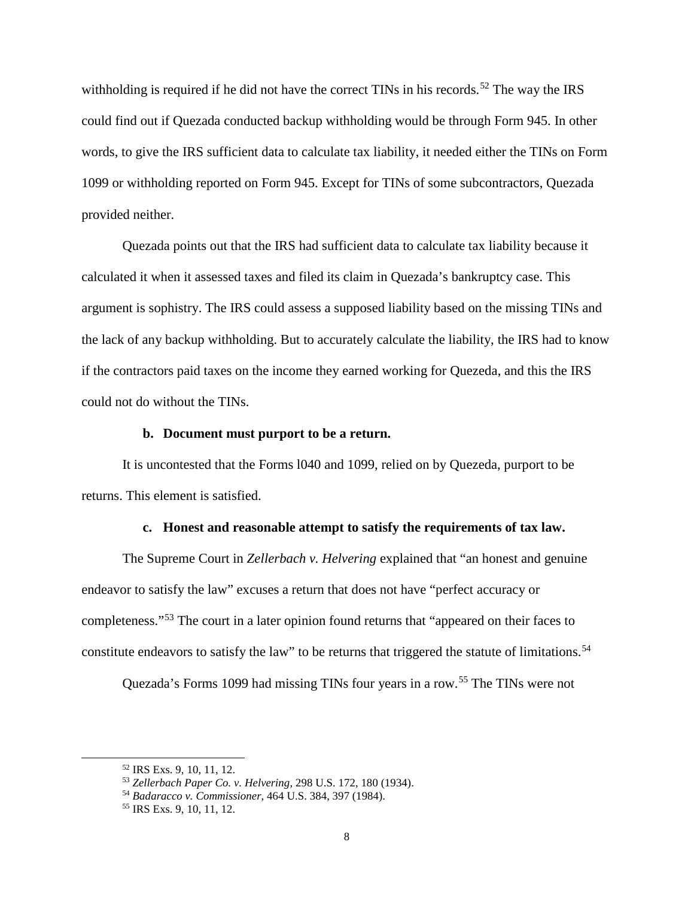withholding is required if he did not have the correct TINs in his records.[52] The way the IRS could find out if Quezada conducted backup withholding would be through Form 945. In other words, to give the IRS sufficient data to calculate tax liability, it needed either the TINs on Form 1099 or withholding reported on Form 945. Except for TINs of some subcontractors, Quezada provided neither.

Quezada points out that the IRS had sufficient data to calculate tax liability because it calculated it when it assessed taxes and filed its claim in Quezada's bankruptcy case. This argument is sophistry. The IRS could assess a supposed liability based on the missing TINs and the lack of any backup withholding. But to accurately calculate the liability, the IRS had to know if the contractors paid taxes on the income they earned working for Quezeda, and this the IRS could not do without the TINs.

#### b. Document must purport to be a return.

It is uncontested that the Forms l040 and 1099, relied on by Quezeda, purport to be returns. This element is satisfied.

#### c. Honest and reasonable attempt to satisfy the requirements of tax law.

The Supreme Court in *Zellerbach v. Helvering* explained that "an honest and genuine endeavor to satisfy the law" excuses a return that does not have "perfect accuracy or completeness."[53] The court in a later opinion found returns that "appeared on their faces to constitute endeavors to satisfy the law" to be returns that triggered the statute of limitations.[54]

Quezada's Forms 1099 had missing TINs four years in a row.[55] The TINs were not

---

[52] IRS Exs. 9, 10, 11, 12.

[53] *Zellerbach Paper Co. v. Helvering,* 298 U.S. 172, 180 (1934).

[54] *Badaracco v. Commissioner,* 464 U.S. 384, 397 (1984).

[55] IRS Exs. 9, 10, 11, 12.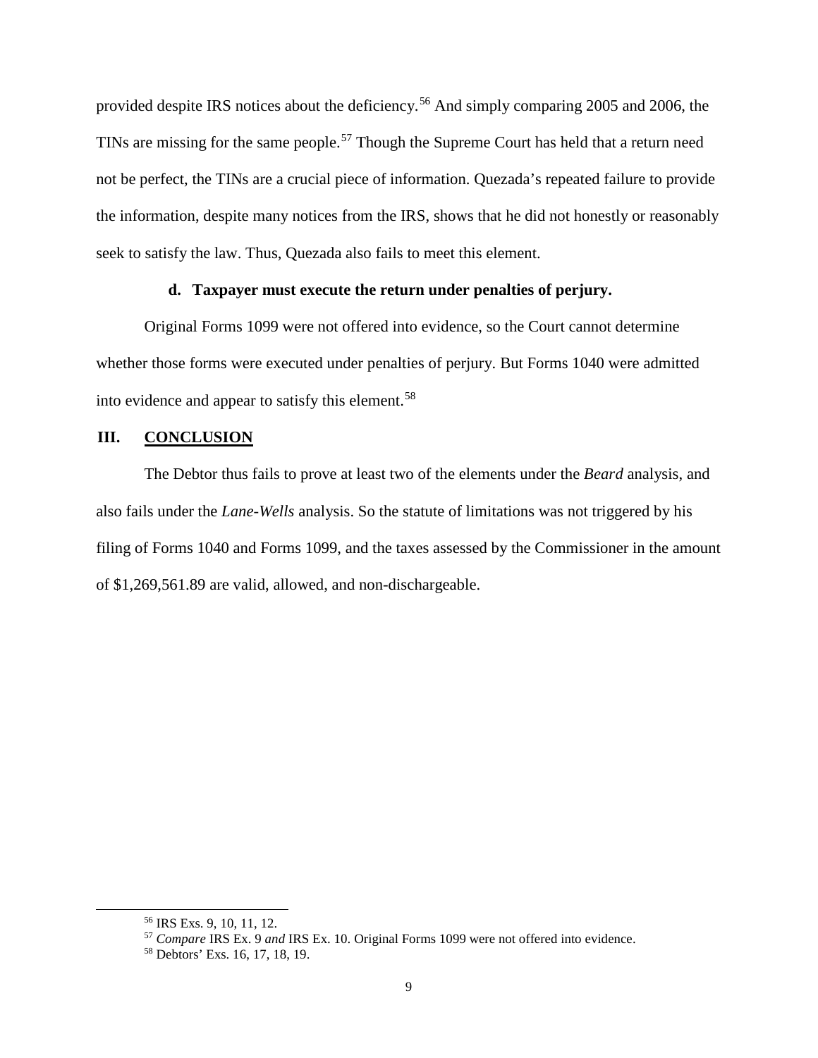provided despite IRS notices about the deficiency.[56] And simply comparing 2005 and 2006, the TINs are missing for the same people.[57] Though the Supreme Court has held that a return need not be perfect, the TINs are a crucial piece of information. Quezada's repeated failure to provide the information, despite many notices from the IRS, shows that he did not honestly or reasonably seek to satisfy the law. Thus, Quezada also fails to meet this element.

**d. Taxpayer must execute the return under penalties of perjury.**

Original Forms 1099 were not offered into evidence, so the Court cannot determine whether those forms were executed under penalties of perjury. But Forms 1040 were admitted into evidence and appear to satisfy this element.[58]

## III. CONCLUSION

The Debtor thus fails to prove at least two of the elements under the *Beard* analysis, and also fails under the *Lane-Wells* analysis. So the statute of limitations was not triggered by his filing of Forms 1040 and Forms 1099, and the taxes assessed by the Commissioner in the amount of $1,269,561.89 are valid, allowed, and non-dischargeable.

---

[56] IRS Exs. 9, 10, 11, 12.

[57] *Compare* IRS Ex. 9 *and* IRS Ex. 10. Original Forms 1099 were not offered into evidence.

[58] Debtors' Exs. 16, 17, 18, 19.